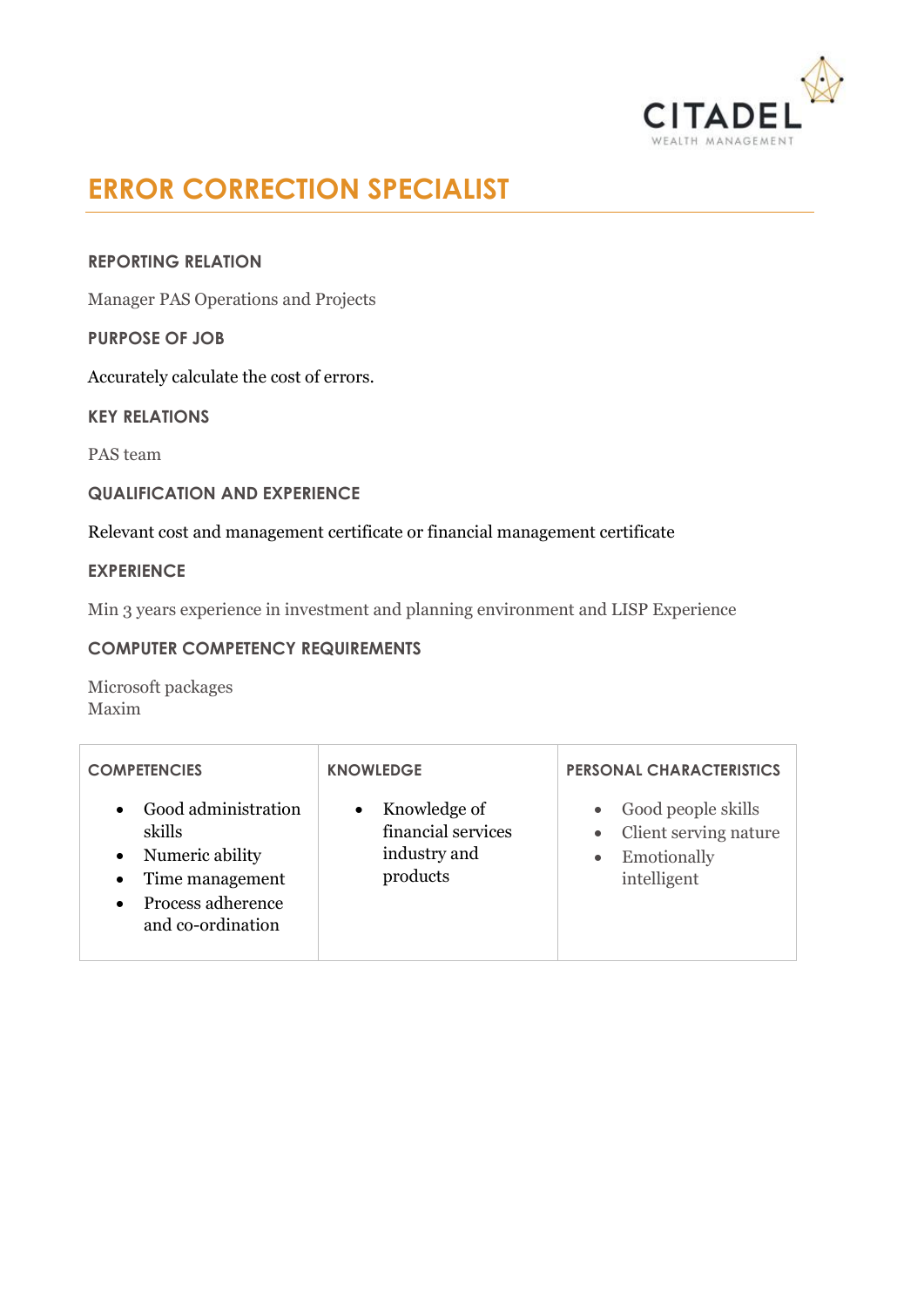CITADEL
WEALTH MANAGEMENT

# ERROR CORRECTION SPECIALIST

## REPORTING RELATION

Manager PAS Operations and Projects

## PURPOSE OF JOB

Accurately calculate the cost of errors.

## KEY RELATIONS

PAS team

## QUALIFICATION AND EXPERIENCE

Relevant cost and management certificate or financial management certificate

## EXPERIENCE

Min 3 years experience in investment and planning environment and LISP Experience

## COMPUTER COMPETENCY REQUIREMENTS

Microsoft packages
Maxim

| COMPETENCIES | KNOWLEDGE | PERSONAL CHARACTERISTICS |
|---|---|---|
| • Good administration skills<br>• Numeric ability<br>• Time management<br>• Process adherence and co-ordination | • Knowledge of financial services industry and products | • Good people skills<br>• Client serving nature<br>• Emotionally intelligent |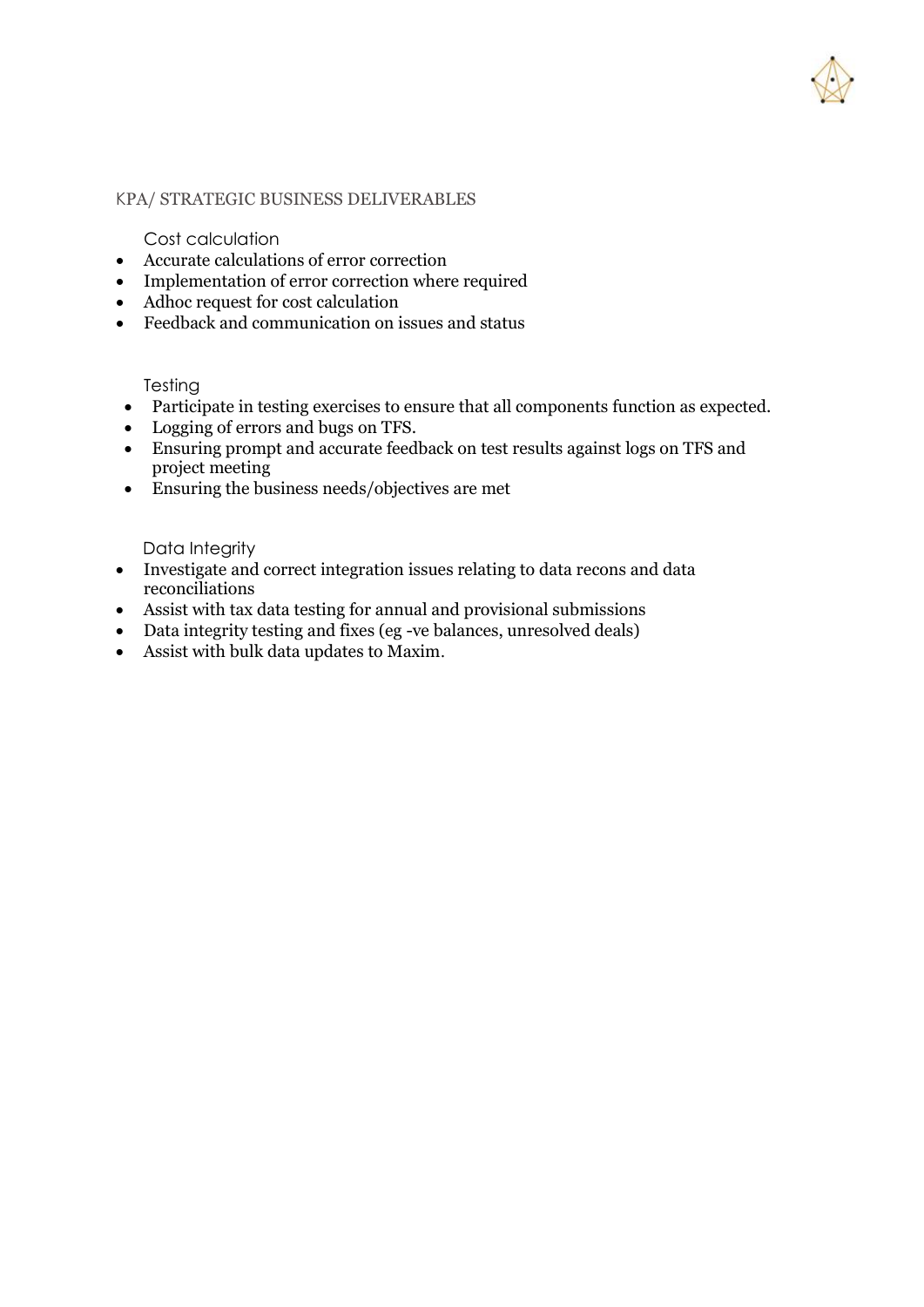## KPA/ STRATEGIC BUSINESS DELIVERABLES

### Cost calculation

- Accurate calculations of error correction
- Implementation of error correction where required
- Adhoc request for cost calculation
- Feedback and communication on issues and status

### Testing

- Participate in testing exercises to ensure that all components function as expected.
- Logging of errors and bugs on TFS.
- Ensuring prompt and accurate feedback on test results against logs on TFS and project meeting
- Ensuring the business needs/objectives are met

### Data Integrity

- Investigate and correct integration issues relating to data recons and data reconciliations
- Assist with tax data testing for annual and provisional submissions
- Data integrity testing and fixes (eg -ve balances, unresolved deals)
- Assist with bulk data updates to Maxim.